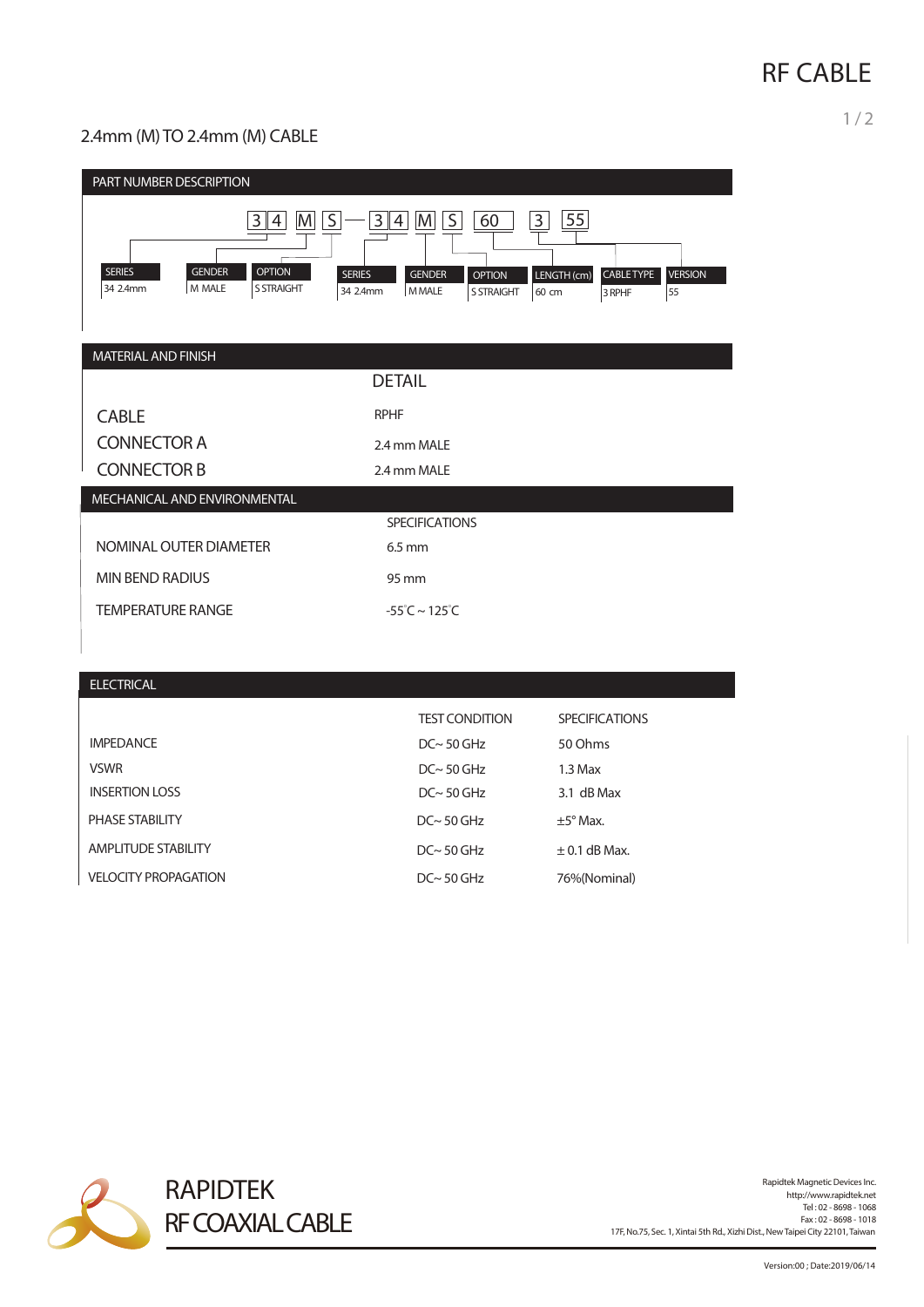# RF CABLE

## 2.4mm (M) TO 2.4mm (M) CABLE

### PART NUMBER DESCRIPTION

3 4 M S — 3 4 M S 60 3 55

| SERIES | GENDER | OPTION | SERIES | GENDER | OPTION | LENGTH (cm) | CABLE TYPE | VERSION |
|---|---|---|---|---|---|---|---|---|
| 34 2.4mm | M MALE | S STRAIGHT | 34 2.4mm | M MALE | S STRAIGHT | 60 cm | 3 RPHF | 55 |

### MATERIAL AND FINISH

| | DETAIL |
|---|---|
| CABLE | RPHF |
| CONNECTOR A | 2.4 mm MALE |
| CONNECTOR B | 2.4 mm MALE |

### MECHANICAL AND ENVIRONMENTAL

| | SPECIFICATIONS |
|---|---|
| NOMINAL OUTER DIAMETER | 6.5 mm |
| MIN BEND RADIUS | 95 mm |
| TEMPERATURE RANGE | -55°C ~ 125°C |

### ELECTRICAL

| | TEST CONDITION | SPECIFICATIONS |
|---|---|---|
| IMPEDANCE | DC~ 50 GHz | 50 Ohms |
| VSWR | DC~ 50 GHz | 1.3 Max |
| INSERTION LOSS | DC~ 50 GHz | 3.1 dB Max |
| PHASE STABILITY | DC~ 50 GHz | ±5° Max. |
| AMPLITUDE STABILITY | DC~ 50 GHz | ± 0.1 dB Max. |
| VELOCITY PROPAGATION | DC~ 50 GHz | 76%(Nominal) |

RAPIDTEK
RF COAXIAL CABLE

Rapidtek Magnetic Devices Inc.
http://www.rapidtek.net
Tel : 02 - 8698 - 1068
Fax : 02 - 8698 - 1018
17F, No.75, Sec. 1, Xintai 5th Rd., Xizhi Dist., New Taipei City 22101, Taiwan

Version:00 ; Date:2019/06/14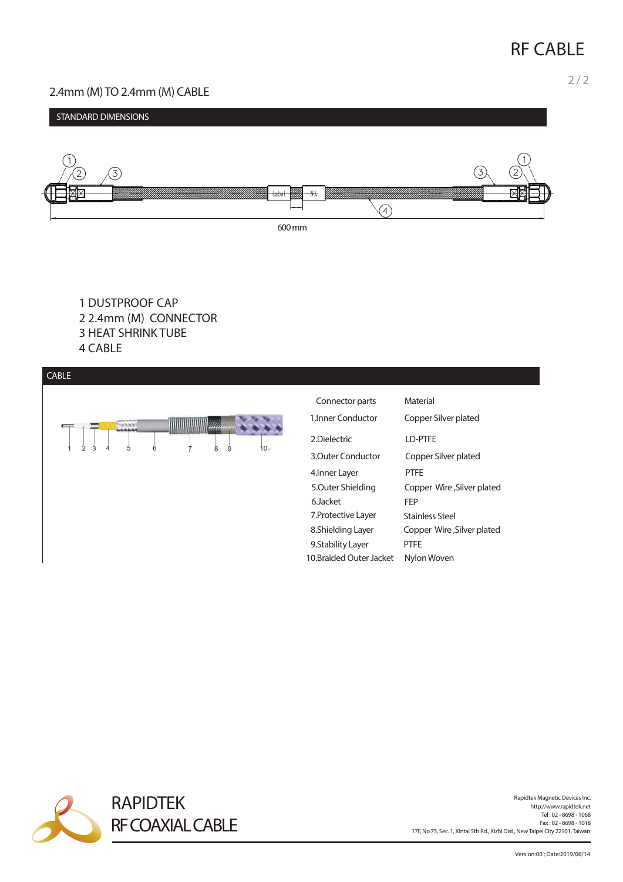# RF CABLE

## 2.4mm (M) TO 2.4mm (M) CABLE

### STANDARD DIMENSIONS

600 mm

1 DUSTPROOF CAP
2 2.4mm (M) CONNECTOR
3 HEAT SHRINK TUBE
4 CABLE

### CABLE

| Connector parts | Material |
|---|---|
| 1.Inner Conductor | Copper Silver plated |
| 2.Dielectric | LD-PTFE |
| 3.Outer Conductor | Copper Silver plated |
| 4.Inner Layer | PTFE |
| 5.Outer Shielding | Copper Wire ,Silver plated |
| 6.Jacket | FEP |
| 7.Protective Layer | Stainless Steel |
| 8.Shielding Layer | Copper Wire ,Silver plated |
| 9.Stability Layer | PTFE |
| 10.Braided Outer Jacket | Nylon Woven |

RAPIDTEK
RF COAXIAL CABLE

Rapidtek Magnetic Devices Inc.
http://www.rapidtek.net
Tel : 02 - 8698 - 1068
Fax : 02 - 8698 - 1018
17F, No.75, Sec. 1, Xintai 5th Rd., Xizhi Dist., New Taipei City 22101, Taiwan

Version:00 ; Date:2019/06/14